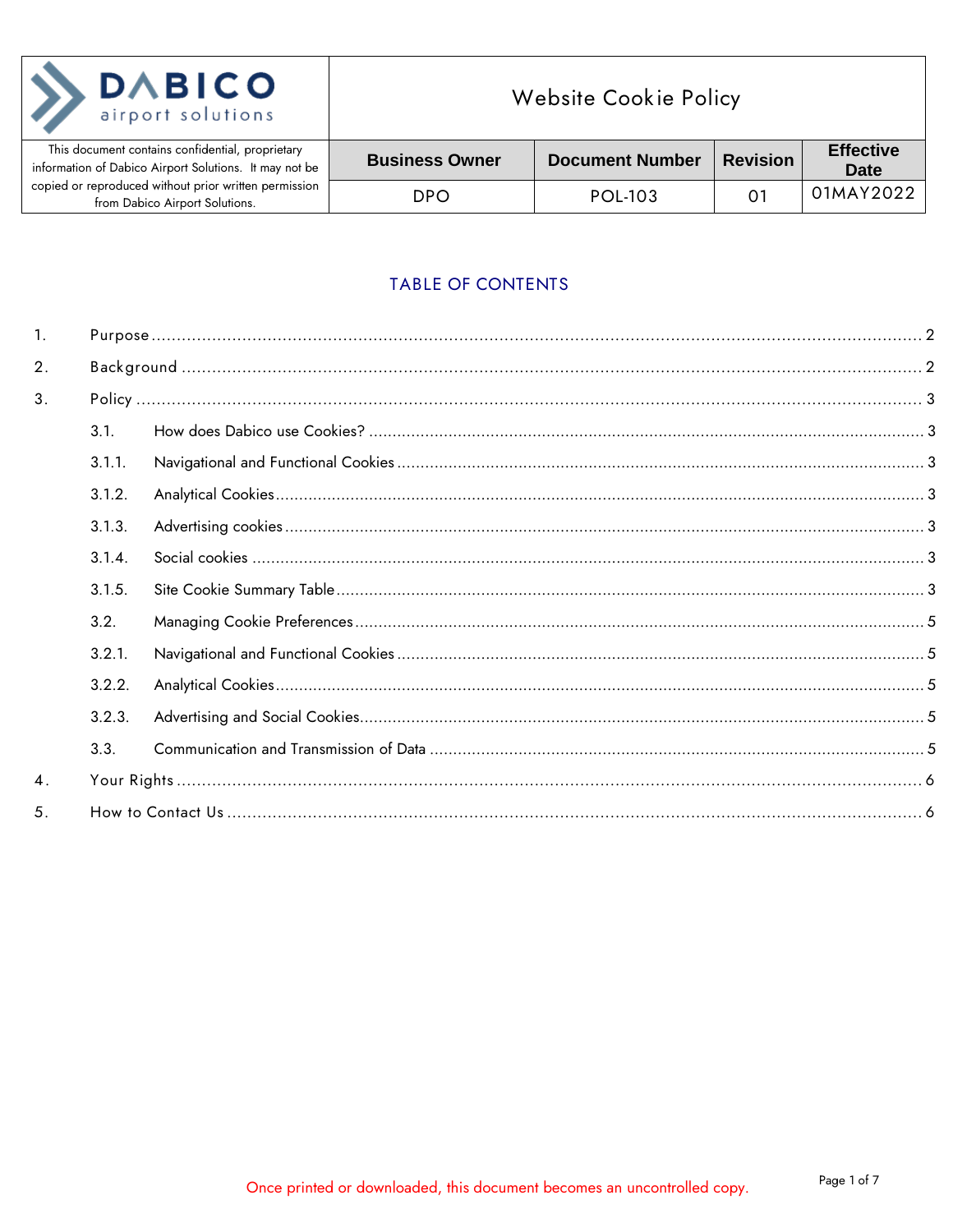| DABICO airport solutions | Website Cookie Policy | | | |
|---|---|---|---|---|
| This document contains confidential, proprietary information of Dabico Airport Solutions. It may not be copied or reproduced without prior written permission from Dabico Airport Solutions. | **Business Owner** | **Document Number** | **Revision** | **Effective Date** |
| | DPO | POL-103 | 01 | 01MAY2022 |

## TABLE OF CONTENTS

1. Purpose ........ 2
2. Background ........ 2
3. Policy ........ 3
   - 3.1. How does Dabico use Cookies? ........ 3
   - 3.1.1. Navigational and Functional Cookies ........ 3
   - 3.1.2. Analytical Cookies ........ 3
   - 3.1.3. Advertising cookies ........ 3
   - 3.1.4. Social cookies ........ 3
   - 3.1.5. Site Cookie Summary Table ........ 3
   - 3.2. Managing Cookie Preferences ........ 5
   - 3.2.1. Navigational and Functional Cookies ........ 5
   - 3.2.2. Analytical Cookies ........ 5
   - 3.2.3. Advertising and Social Cookies ........ 5
   - 3.3. Communication and Transmission of Data ........ 5
4. Your Rights ........ 6
5. How to Contact Us ........ 6

Once printed or downloaded, this document becomes an uncontrolled copy.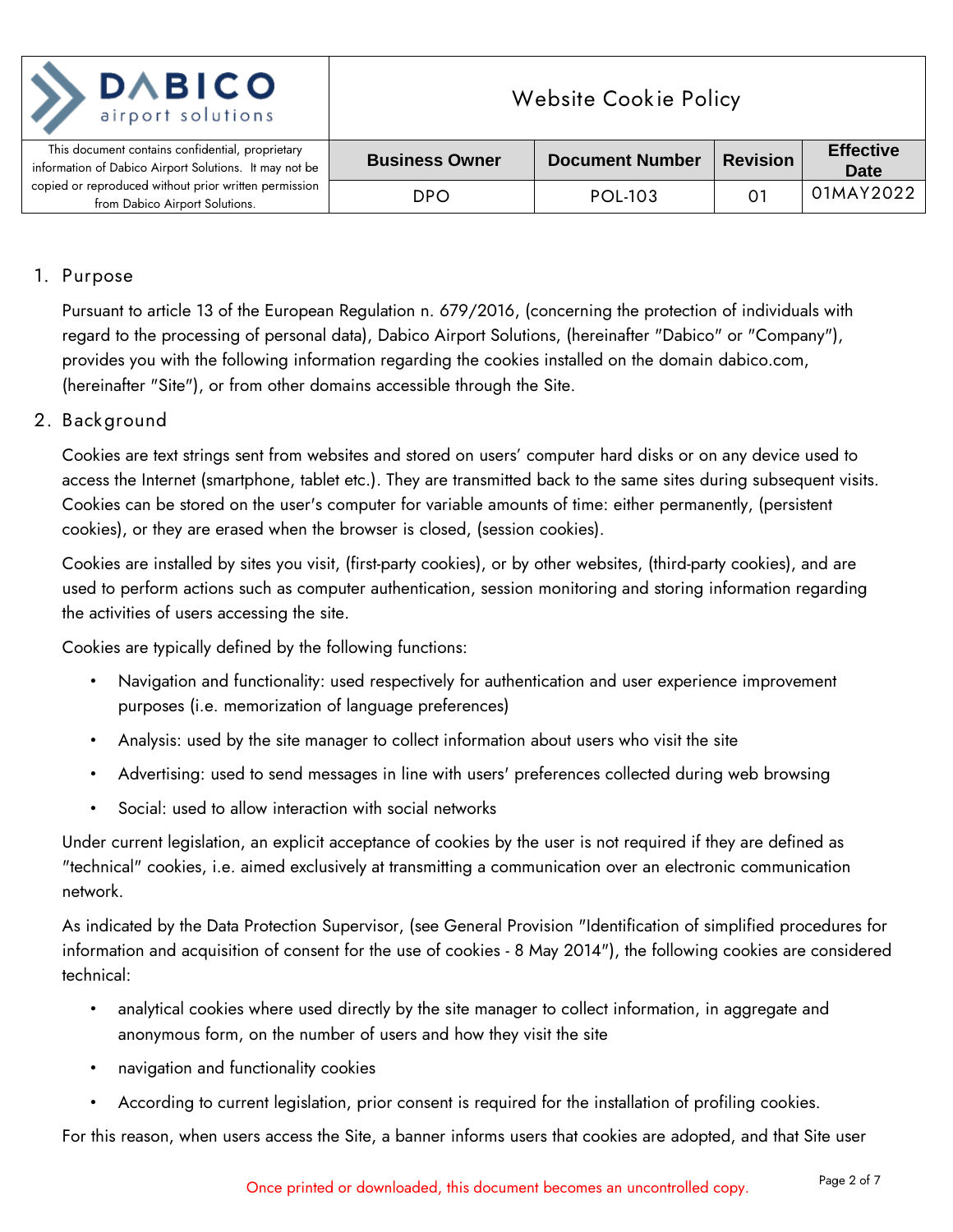## 1. Purpose

Pursuant to article 13 of the European Regulation n. 679/2016, (concerning the protection of individuals with regard to the processing of personal data), Dabico Airport Solutions, (hereinafter "Dabico" or "Company"), provides you with the following information regarding the cookies installed on the domain dabico.com, (hereinafter "Site"), or from other domains accessible through the Site.

## 2. Background

Cookies are text strings sent from websites and stored on users' computer hard disks or on any device used to access the Internet (smartphone, tablet etc.). They are transmitted back to the same sites during subsequent visits. Cookies can be stored on the user's computer for variable amounts of time: either permanently, (persistent cookies), or they are erased when the browser is closed, (session cookies).

Cookies are installed by sites you visit, (first-party cookies), or by other websites, (third-party cookies), and are used to perform actions such as computer authentication, session monitoring and storing information regarding the activities of users accessing the site.

Cookies are typically defined by the following functions:

- Navigation and functionality: used respectively for authentication and user experience improvement purposes (i.e. memorization of language preferences)
- Analysis: used by the site manager to collect information about users who visit the site
- Advertising: used to send messages in line with users' preferences collected during web browsing
- Social: used to allow interaction with social networks

Under current legislation, an explicit acceptance of cookies by the user is not required if they are defined as "technical" cookies, i.e. aimed exclusively at transmitting a communication over an electronic communication network.

As indicated by the Data Protection Supervisor, (see General Provision "Identification of simplified procedures for information and acquisition of consent for the use of cookies - 8 May 2014"), the following cookies are considered technical:

- analytical cookies where used directly by the site manager to collect information, in aggregate and anonymous form, on the number of users and how they visit the site
- navigation and functionality cookies
- According to current legislation, prior consent is required for the installation of profiling cookies.

For this reason, when users access the Site, a banner informs users that cookies are adopted, and that Site user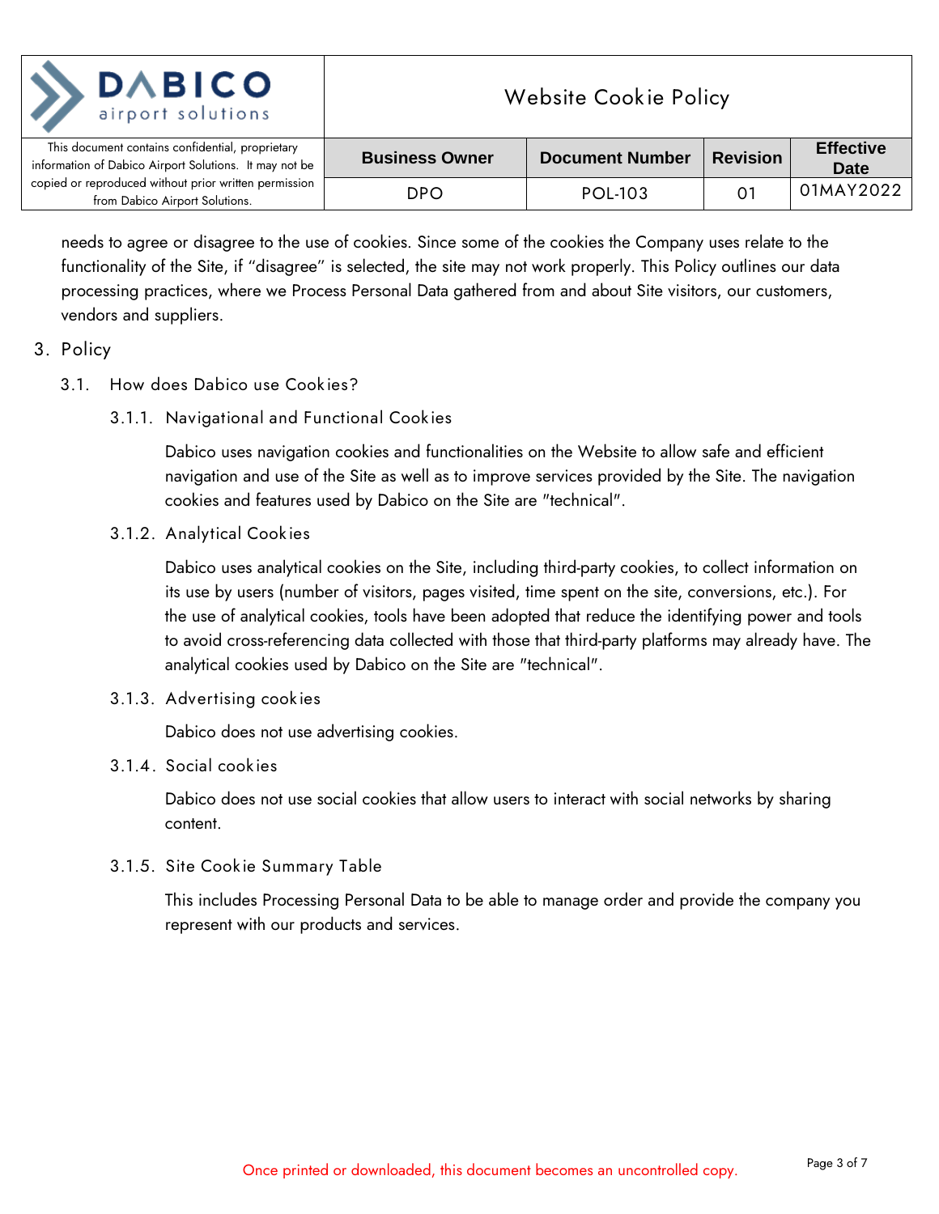needs to agree or disagree to the use of cookies. Since some of the cookies the Company uses relate to the functionality of the Site, if "disagree" is selected, the site may not work properly. This Policy outlines our data processing practices, where we Process Personal Data gathered from and about Site visitors, our customers, vendors and suppliers.

## 3. Policy

### 3.1. How does Dabico use Cookies?

#### 3.1.1. Navigational and Functional Cookies

Dabico uses navigation cookies and functionalities on the Website to allow safe and efficient navigation and use of the Site as well as to improve services provided by the Site. The navigation cookies and features used by Dabico on the Site are "technical".

#### 3.1.2. Analytical Cookies

Dabico uses analytical cookies on the Site, including third-party cookies, to collect information on its use by users (number of visitors, pages visited, time spent on the site, conversions, etc.). For the use of analytical cookies, tools have been adopted that reduce the identifying power and tools to avoid cross-referencing data collected with those that third-party platforms may already have. The analytical cookies used by Dabico on the Site are "technical".

#### 3.1.3. Advertising cookies

Dabico does not use advertising cookies.

#### 3.1.4. Social cookies

Dabico does not use social cookies that allow users to interact with social networks by sharing content.

#### 3.1.5. Site Cookie Summary Table

This includes Processing Personal Data to be able to manage order and provide the company you represent with our products and services.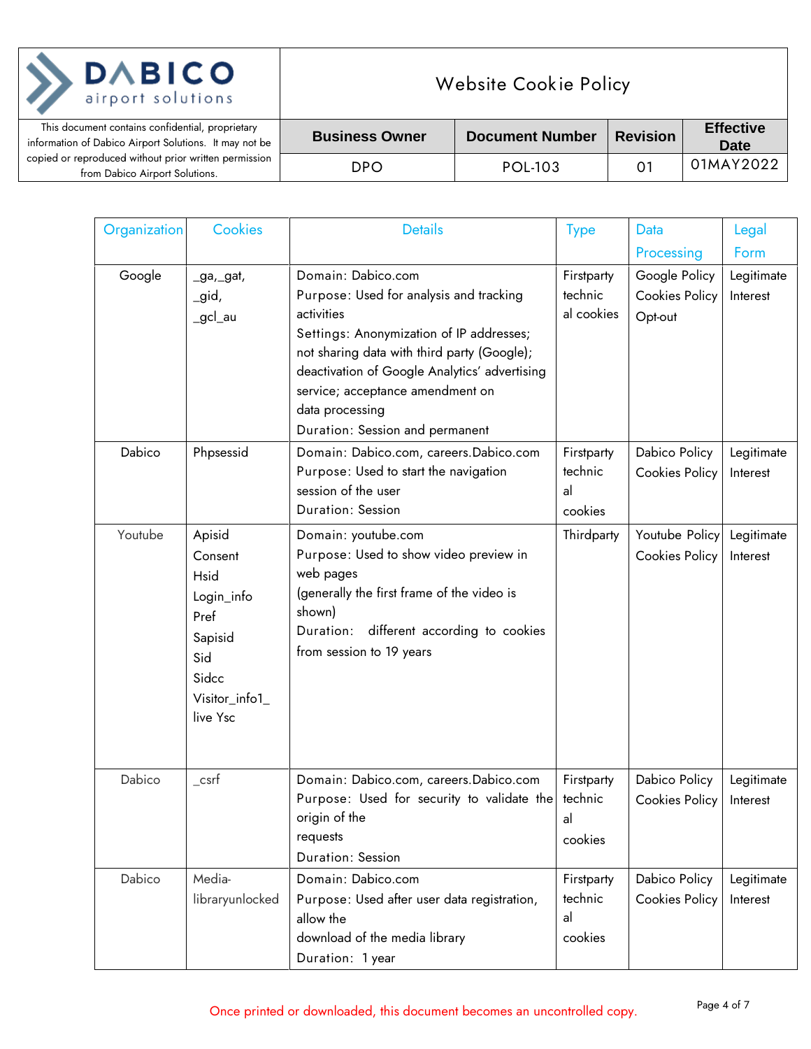| Organization | Cookies | Details | Type | Data Processing | Legal Form |
|---|---|---|---|---|---|
| Google | _ga,_gat, _gid, _gcl_au | Domain: Dabico.com<br>Purpose: Used for analysis and tracking activities<br>Settings: Anonymization of IP addresses; not sharing data with third party (Google); deactivation of Google Analytics' advertising service; acceptance amendment on data processing<br>Duration: Session and permanent | Firstparty technical cookies | Google Policy Cookies Policy Opt-out | Legitimate Interest |
| Dabico | Phpsessid | Domain: Dabico.com, careers.Dabico.com<br>Purpose: Used to start the navigation session of the user<br>Duration: Session | Firstparty technical cookies | Dabico Policy Cookies Policy | Legitimate Interest |
| Youtube | Apisid<br>Consent<br>Hsid<br>Login_info<br>Pref<br>Sapisid<br>Sid<br>Sidcc<br>Visitor_info1_live Ysc | Domain: youtube.com<br>Purpose: Used to show video preview in web pages (generally the first frame of the video is shown)<br>Duration: different according to cookies from session to 19 years | Thirdparty | Youtube Policy Cookies Policy | Legitimate Interest |
| Dabico | _csrf | Domain: Dabico.com, careers.Dabico.com<br>Purpose: Used for security to validate the origin of the requests<br>Duration: Session | Firstparty technical cookies | Dabico Policy Cookies Policy | Legitimate Interest |
| Dabico | Media-libraryunlocked | Domain: Dabico.com<br>Purpose: Used after user data registration, allow the download of the media library<br>Duration: 1 year | Firstparty technical cookies | Dabico Policy Cookies Policy | Legitimate Interest |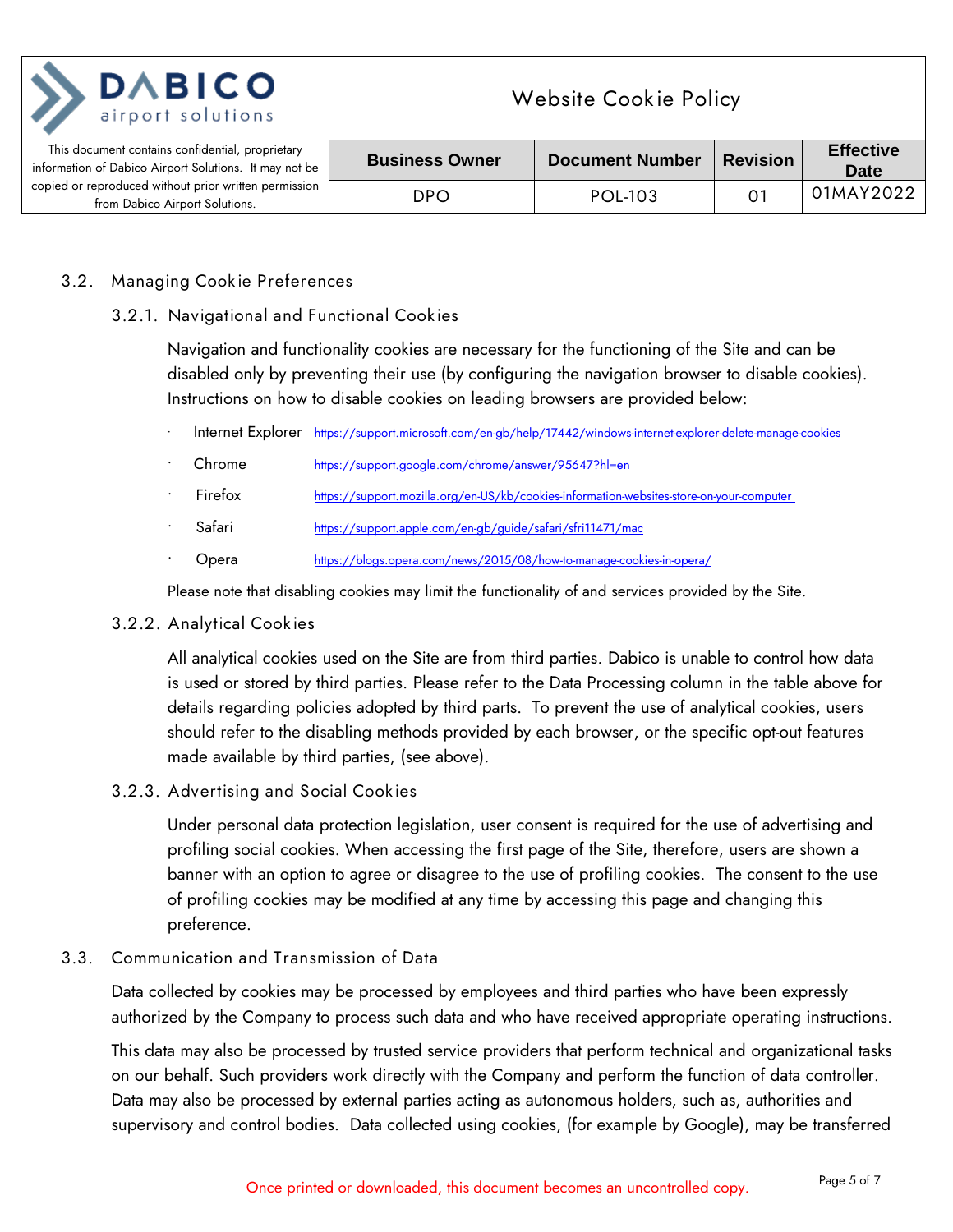### 3.2. Managing Cookie Preferences

#### 3.2.1. Navigational and Functional Cookies

Navigation and functionality cookies are necessary for the functioning of the Site and can be disabled only by preventing their use (by configuring the navigation browser to disable cookies). Instructions on how to disable cookies on leading browsers are provided below:

- Internet Explorer https://support.microsoft.com/en-gb/help/17442/windows-internet-explorer-delete-manage-cookies
- Chrome https://support.google.com/chrome/answer/95647?hl=en
- Firefox https://support.mozilla.org/en-US/kb/cookies-information-websites-store-on-your-computer
- Safari https://support.apple.com/en-gb/guide/safari/sfri11471/mac
- Opera https://blogs.opera.com/news/2015/08/how-to-manage-cookies-in-opera/

Please note that disabling cookies may limit the functionality of and services provided by the Site.

#### 3.2.2. Analytical Cookies

All analytical cookies used on the Site are from third parties. Dabico is unable to control how data is used or stored by third parties. Please refer to the Data Processing column in the table above for details regarding policies adopted by third parts. To prevent the use of analytical cookies, users should refer to the disabling methods provided by each browser, or the specific opt-out features made available by third parties, (see above).

#### 3.2.3. Advertising and Social Cookies

Under personal data protection legislation, user consent is required for the use of advertising and profiling social cookies. When accessing the first page of the Site, therefore, users are shown a banner with an option to agree or disagree to the use of profiling cookies. The consent to the use of profiling cookies may be modified at any time by accessing this page and changing this preference.

### 3.3. Communication and Transmission of Data

Data collected by cookies may be processed by employees and third parties who have been expressly authorized by the Company to process such data and who have received appropriate operating instructions.

This data may also be processed by trusted service providers that perform technical and organizational tasks on our behalf. Such providers work directly with the Company and perform the function of data controller. Data may also be processed by external parties acting as autonomous holders, such as, authorities and supervisory and control bodies. Data collected using cookies, (for example by Google), may be transferred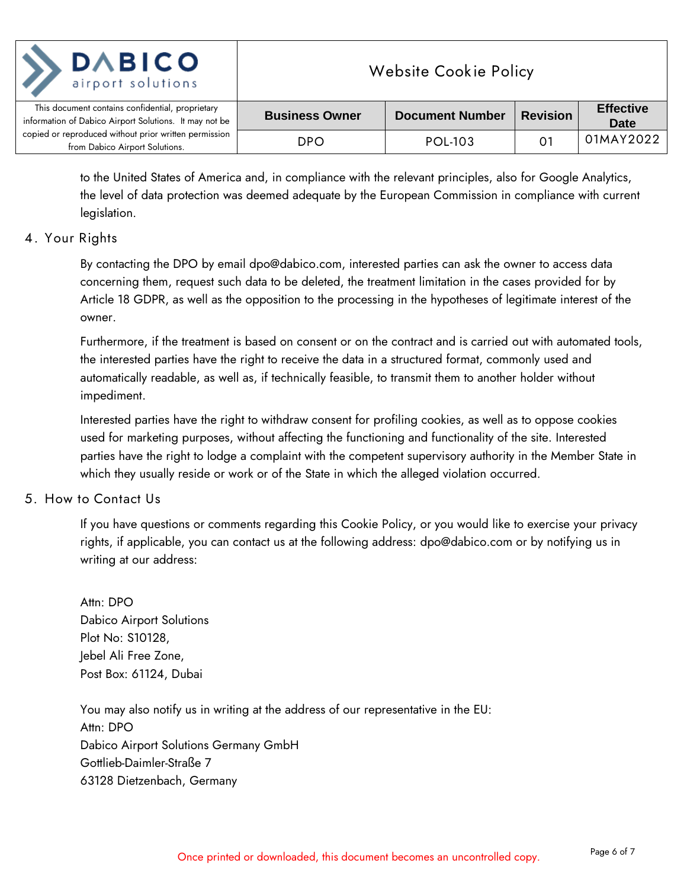to the United States of America and, in compliance with the relevant principles, also for Google Analytics, the level of data protection was deemed adequate by the European Commission in compliance with current legislation.

## 4. Your Rights

By contacting the DPO by email dpo@dabico.com, interested parties can ask the owner to access data concerning them, request such data to be deleted, the treatment limitation in the cases provided for by Article 18 GDPR, as well as the opposition to the processing in the hypotheses of legitimate interest of the owner.

Furthermore, if the treatment is based on consent or on the contract and is carried out with automated tools, the interested parties have the right to receive the data in a structured format, commonly used and automatically readable, as well as, if technically feasible, to transmit them to another holder without impediment.

Interested parties have the right to withdraw consent for profiling cookies, as well as to oppose cookies used for marketing purposes, without affecting the functioning and functionality of the site. Interested parties have the right to lodge a complaint with the competent supervisory authority in the Member State in which they usually reside or work or of the State in which the alleged violation occurred.

## 5. How to Contact Us

If you have questions or comments regarding this Cookie Policy, or you would like to exercise your privacy rights, if applicable, you can contact us at the following address: dpo@dabico.com or by notifying us in writing at our address:

Attn: DPO
Dabico Airport Solutions
Plot No: S10128,
Jebel Ali Free Zone,
Post Box: 61124, Dubai

You may also notify us in writing at the address of our representative in the EU:
Attn: DPO
Dabico Airport Solutions Germany GmbH
Gottlieb-Daimler-Straße 7
63128 Dietzenbach, Germany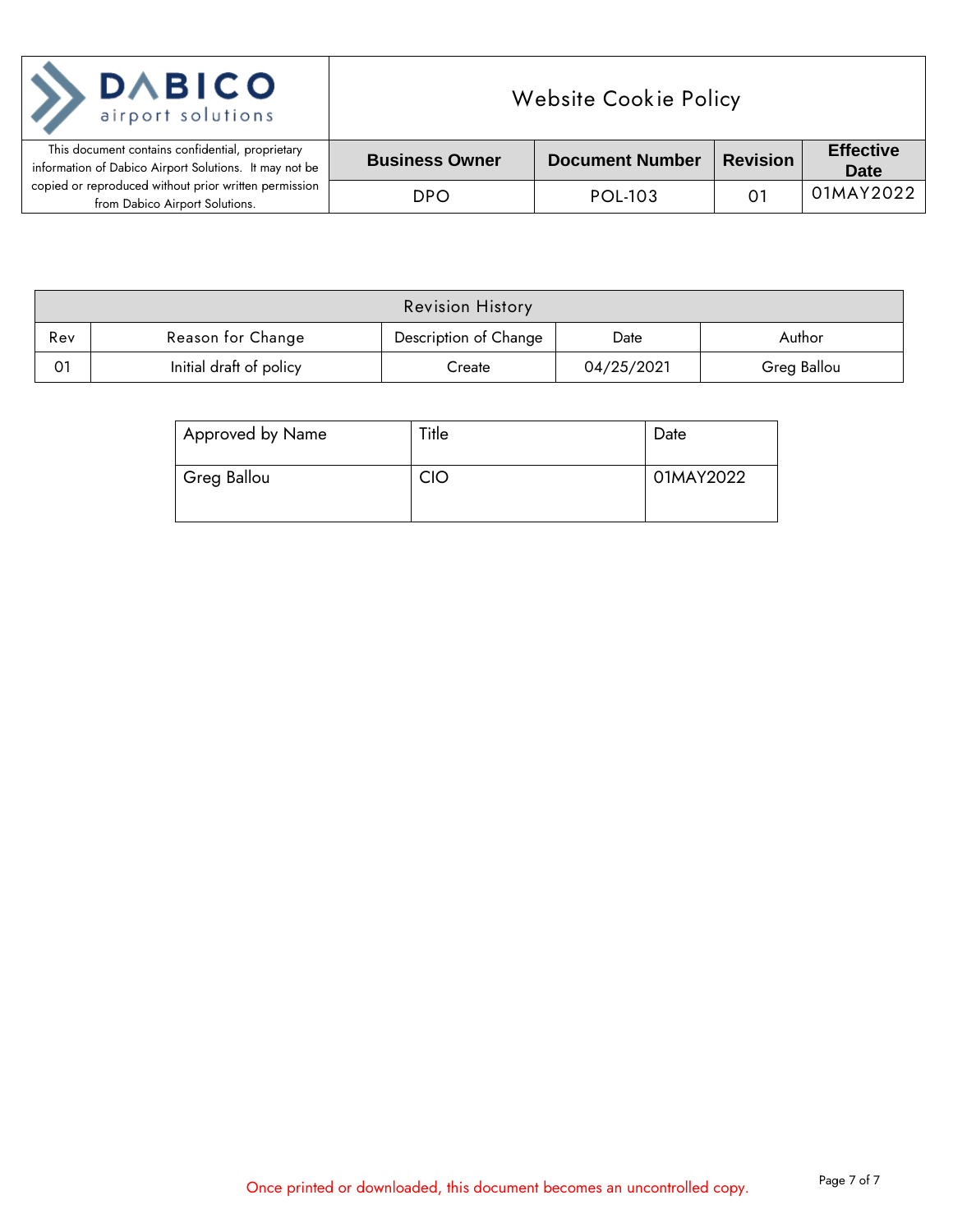| Revision History | | | | |
|---|---|---|---|---|
| Rev | Reason for Change | Description of Change | Date | Author |
| 01 | Initial draft of policy | Create | 04/25/2021 | Greg Ballou |

| Approved by Name | Title | Date |
|---|---|---|
| Greg Ballou | CIO | 01MAY2022 |